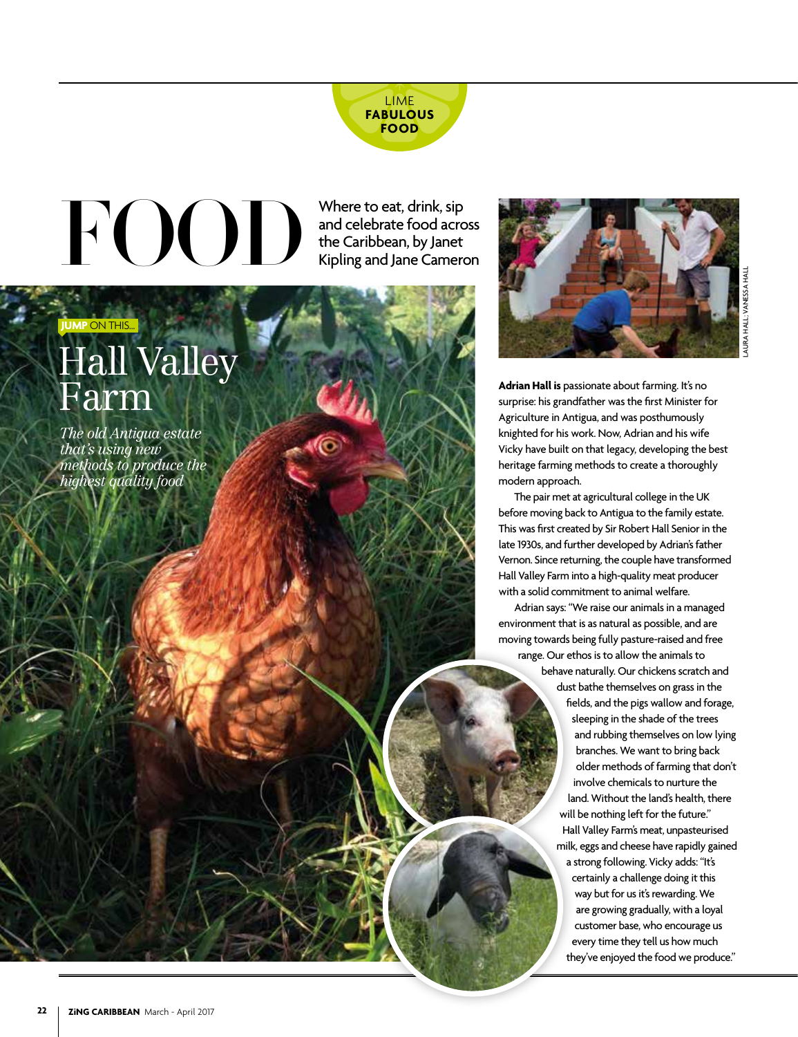LIME **FABULOUS FOOD**

# FOOD

Where to eat, drink, sip and celebrate food across the Caribbean, by Janet Kipling and Jane Cameron

**JUMP** ON THIS...

## Hall Valley Farm

*The old Antigua estate that's using new methods to produce the highest quality food*

LAURA HALL; VANESSA HALL

**Adrian Hall is** passionate about farming. It's no surprise: his grandfather was the first Minister for Agriculture in Antigua, and was posthumously knighted for his work. Now, Adrian and his wife Vicky have built on that legacy, developing the best heritage farming methods to create a thoroughly modern approach.

The pair met at agricultural college in the UK before moving back to Antigua to the family estate. This was first created by Sir Robert Hall Senior in the late 1930s, and further developed by Adrian's father Vernon. Since returning, the couple have transformed Hall Valley Farm into a high-quality meat producer with a solid commitment to animal welfare.

Adrian says: "We raise our animals in a managed environment that is as natural as possible, and are moving towards being fully pasture-raised and free range. Our ethos is to allow the animals to behave naturally. Our chickens scratch and dust bathe themselves on grass in the fields, and the pigs wallow and forage, sleeping in the shade of the trees and rubbing themselves on low lying branches. We want to bring back older methods of farming that don't involve chemicals to nurture the land. Without the land's health, there will be nothing left for the future."

Hall Valley Farm's meat, unpasteurised milk, eggs and cheese have rapidly gained a strong following. Vicky adds: "It's certainly a challenge doing it this way but for us it's rewarding. We are growing gradually, with a loyal customer base, who encourage us every time they tell us how much they've enjoyed the food we produce."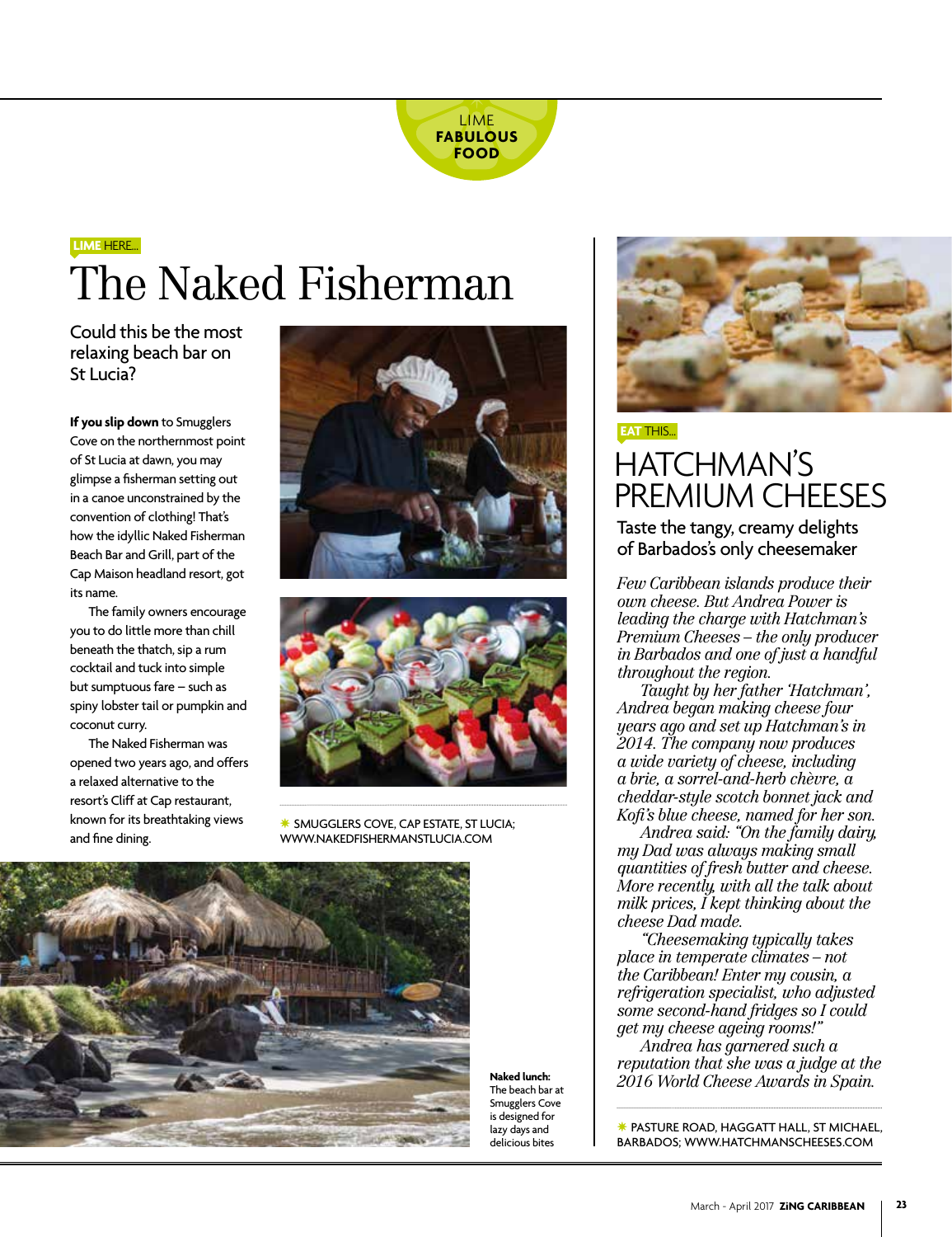LIME
**FABULOUS FOOD**

**LIME** HERE...

# The Naked Fisherman

## Could this be the most relaxing beach bar on St Lucia?

**If you slip down** to Smugglers Cove on the northernmost point of St Lucia at dawn, you may glimpse a fisherman setting out in a canoe unconstrained by the convention of clothing! That's how the idyllic Naked Fisherman Beach Bar and Grill, part of the Cap Maison headland resort, got its name.

The family owners encourage you to do little more than chill beneath the thatch, sip a rum cocktail and tuck into simple but sumptuous fare – such as spiny lobster tail or pumpkin and coconut curry.

The Naked Fisherman was opened two years ago, and offers a relaxed alternative to the resort's Cliff at Cap restaurant, known for its breathtaking views and fine dining.

✳ SMUGGLERS COVE, CAP ESTATE, ST LUCIA; WWW.NAKEDFISHERMANSTLUCIA.COM

**Naked lunch:** The beach bar at Smugglers Cove is designed for lazy days and delicious bites

**EAT** THIS...

# HATCHMAN'S PREMIUM CHEESES

## Taste the tangy, creamy delights of Barbados's only cheesemaker

*Few Caribbean islands produce their own cheese. But Andrea Power is leading the charge with Hatchman's Premium Cheeses – the only producer in Barbados and one of just a handful throughout the region.*

*Taught by her father 'Hatchman', Andrea began making cheese four years ago and set up Hatchman's in 2014. The company now produces a wide variety of cheese, including a brie, a sorrel-and-herb chèvre, a cheddar-style scotch bonnet jack and Kofi's blue cheese, named for her son.*

*Andrea said: "On the family dairy, my Dad was always making small quantities of fresh butter and cheese. More recently, with all the talk about milk prices, I kept thinking about the cheese Dad made.*

*"Cheesemaking typically takes place in temperate climates – not the Caribbean! Enter my cousin, a refrigeration specialist, who adjusted some second-hand fridges so I could get my cheese ageing rooms!"*

*Andrea has garnered such a reputation that she was a judge at the 2016 World Cheese Awards in Spain.*

✳ PASTURE ROAD, HAGGATT HALL, ST MICHAEL, BARBADOS; WWW.HATCHMANSCHEESES.COM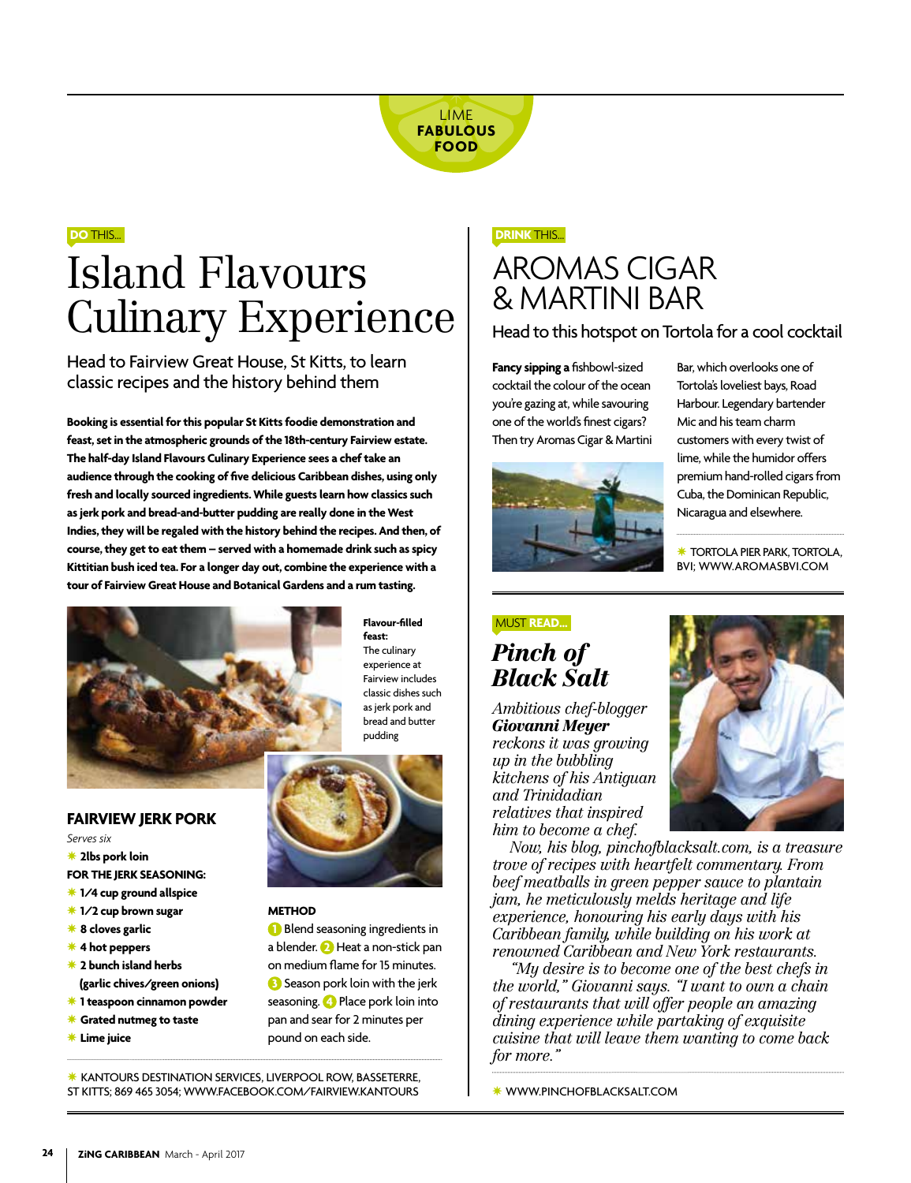LIME **FABULOUS FOOD**

**DO** THIS...

# Island Flavours Culinary Experience

## Head to Fairview Great House, St Kitts, to learn classic recipes and the history behind them

**Booking is essential for this popular St Kitts foodie demonstration and feast, set in the atmospheric grounds of the 18th-century Fairview estate. The half-day Island Flavours Culinary Experience sees a chef take an audience through the cooking of five delicious Caribbean dishes, using only fresh and locally sourced ingredients. While guests learn how classics such as jerk pork and bread-and-butter pudding are really done in the West Indies, they will be regaled with the history behind the recipes. And then, of course, they get to eat them – served with a homemade drink such as spicy Kittitian bush iced tea. For a longer day out, combine the experience with a tour of Fairview Great House and Botanical Gardens and a rum tasting.**

**Flavour-filled feast:** The culinary experience at Fairview includes classic dishes such as jerk pork and bread and butter pudding

### FAIRVIEW JERK PORK

*Serves six*

- **2lbs pork loin**

**FOR THE JERK SEASONING:**

- **1/4 cup ground allspice**
- **1/2 cup brown sugar**
- **8 cloves garlic**
- **4 hot peppers**
- **2 bunch island herbs (garlic chives/green onions)**
- **1 teaspoon cinnamon powder**
- **Grated nutmeg to taste**
- **Lime juice**

**METHOD**

1. Blend seasoning ingredients in a blender. 2. Heat a non-stick pan on medium flame for 15 minutes. 3. Season pork loin with the jerk seasoning. 4. Place pork loin into pan and sear for 2 minutes per pound on each side.

KANTOURS DESTINATION SERVICES, LIVERPOOL ROW, BASSETERRE, ST KITTS; 869 465 3054; WWW.FACEBOOK.COM/FAIRVIEW.KANTOURS

**DRINK** THIS...

# AROMAS CIGAR & MARTINI BAR

## Head to this hotspot on Tortola for a cool cocktail

**Fancy sipping a** fishbowl-sized cocktail the colour of the ocean you're gazing at, while savouring one of the world's finest cigars? Then try Aromas Cigar & Martini Bar, which overlooks one of Tortola's loveliest bays, Road Harbour. Legendary bartender Mic and his team charm customers with every twist of lime, while the humidor offers premium hand-rolled cigars from Cuba, the Dominican Republic, Nicaragua and elsewhere.

TORTOLA PIER PARK, TORTOLA, BVI; WWW.AROMASBVI.COM

MUST **READ...**

# *Pinch of Black Salt*

*Ambitious chef-blogger **Giovanni Meyer** reckons it was growing up in the bubbling kitchens of his Antiguan and Trinidadian relatives that inspired him to become a chef.*

*Now, his blog, pinchofblacksalt.com, is a treasure trove of recipes with heartfelt commentary. From beef meatballs in green pepper sauce to plantain jam, he meticulously melds heritage and life experience, honouring his early days with his Caribbean family, while building on his work at renowned Caribbean and New York restaurants.*

*"My desire is to become one of the best chefs in the world," Giovanni says. "I want to own a chain of restaurants that will offer people an amazing dining experience while partaking of exquisite cuisine that will leave them wanting to come back for more."*

WWW.PINCHOFBLACKSALT.COM